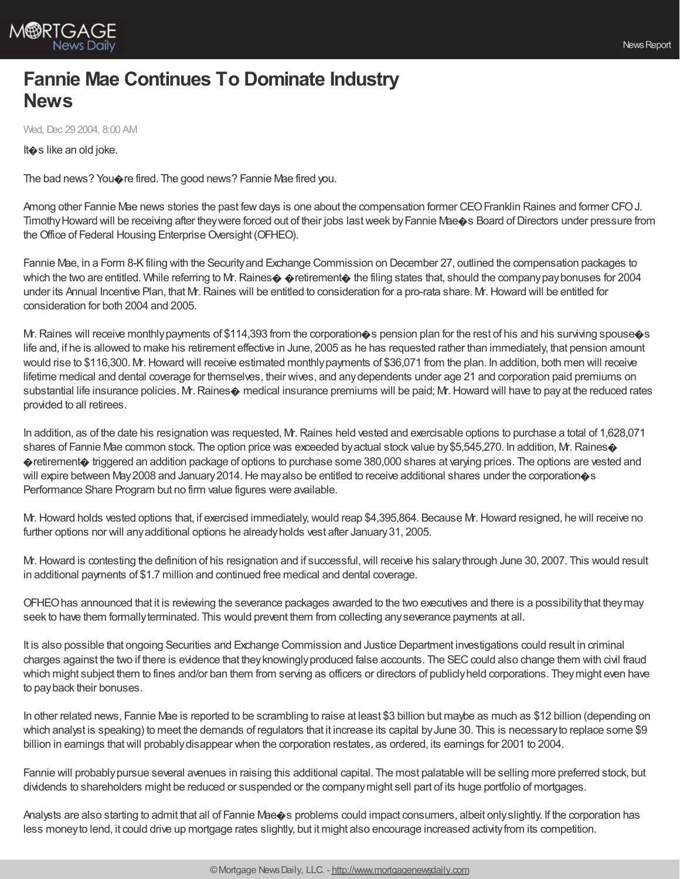# Fannie Mae Continues To Dominate Industry News

Wed, Dec 29 2004, 8:00 AM

It�s like an old joke.

The bad news? You�re fired. The good news? Fannie Mae fired you.

Among other Fannie Mae news stories the past few days is one about the compensation former CEO Franklin Raines and former CFO J. Timothy Howard will be receiving after they were forced out of their jobs last week by Fannie Mae�s Board of Directors under pressure from the Office of Federal Housing Enterprise Oversight (OFHEO).

Fannie Mae, in a Form 8-K filing with the Security and Exchange Commission on December 27, outlined the compensation packages to which the two are entitled. While referring to Mr. Raines� �retirement� the filing states that, should the company pay bonuses for 2004 under its Annual Incentive Plan, that Mr. Raines will be entitled to consideration for a pro-rata share. Mr. Howard will be entitled for consideration for both 2004 and 2005.

Mr. Raines will receive monthly payments of $114,393 from the corporation�s pension plan for the rest of his and his surviving spouse�s life and, if he is allowed to make his retirement effective in June, 2005 as he has requested rather than immediately, that pension amount would rise to $116,300. Mr. Howard will receive estimated monthly payments of $36,071 from the plan. In addition, both men will receive lifetime medical and dental coverage for themselves, their wives, and any dependents under age 21 and corporation paid premiums on substantial life insurance policies. Mr. Raines� medical insurance premiums will be paid; Mr. Howard will have to pay at the reduced rates provided to all retirees.

In addition, as of the date his resignation was requested, Mr. Raines held vested and exercisable options to purchase a total of 1,628,071 shares of Fannie Mae common stock. The option price was exceeded by actual stock value by $5,545,270. In addition, Mr. Raines� �retirement� triggered an addition package of options to purchase some 380,000 shares at varying prices. The options are vested and will expire between May 2008 and January 2014. He may also be entitled to receive additional shares under the corporation�s Performance Share Program but no firm value figures were available.

Mr. Howard holds vested options that, if exercised immediately, would reap $4,395,864. Because Mr. Howard resigned, he will receive no further options nor will any additional options he already holds vest after January 31, 2005.

Mr. Howard is contesting the definition of his resignation and if successful, will receive his salary through June 30, 2007. This would result in additional payments of $1.7 million and continued free medical and dental coverage.

OFHEO has announced that it is reviewing the severance packages awarded to the two executives and there is a possibility that they may seek to have them formally terminated. This would prevent them from collecting any severance payments at all.

It is also possible that ongoing Securities and Exchange Commission and Justice Department investigations could result in criminal charges against the two if there is evidence that they knowingly produced false accounts. The SEC could also change them with civil fraud which might subject them to fines and/or ban them from serving as officers or directors of publicly held corporations. They might even have to pay back their bonuses.

In other related news, Fannie Mae is reported to be scrambling to raise at least $3 billion but maybe as much as $12 billion (depending on which analyst is speaking) to meet the demands of regulators that it increase its capital by June 30. This is necessary to replace some $9 billion in earnings that will probably disappear when the corporation restates, as ordered, its earnings for 2001 to 2004.

Fannie will probably pursue several avenues in raising this additional capital. The most palatable will be selling more preferred stock, but dividends to shareholders might be reduced or suspended or the company might sell part of its huge portfolio of mortgages.

Analysts are also starting to admit that all of Fannie Mae�s problems could impact consumers, albeit only slightly. If the corporation has less money to lend, it could drive up mortgage rates slightly, but it might also encourage increased activity from its competition.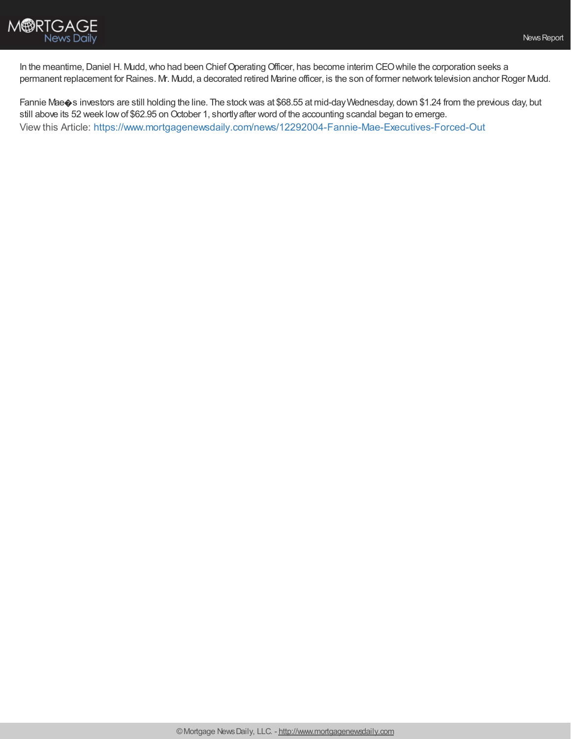In the meantime, Daniel H. Mudd, who had been Chief Operating Officer, has become interim CEO while the corporation seeks a permanent replacement for Raines. Mr. Mudd, a decorated retired Marine officer, is the son of former network television anchor Roger Mudd.

Fannie Mae�s investors are still holding the line. The stock was at $68.55 at mid-day Wednesday, down $1.24 from the previous day, but still above its 52 week low of $62.95 on October 1, shortly after word of the accounting scandal began to emerge.

View this Article: https://www.mortgagenewsdaily.com/news/12292004-Fannie-Mae-Executives-Forced-Out